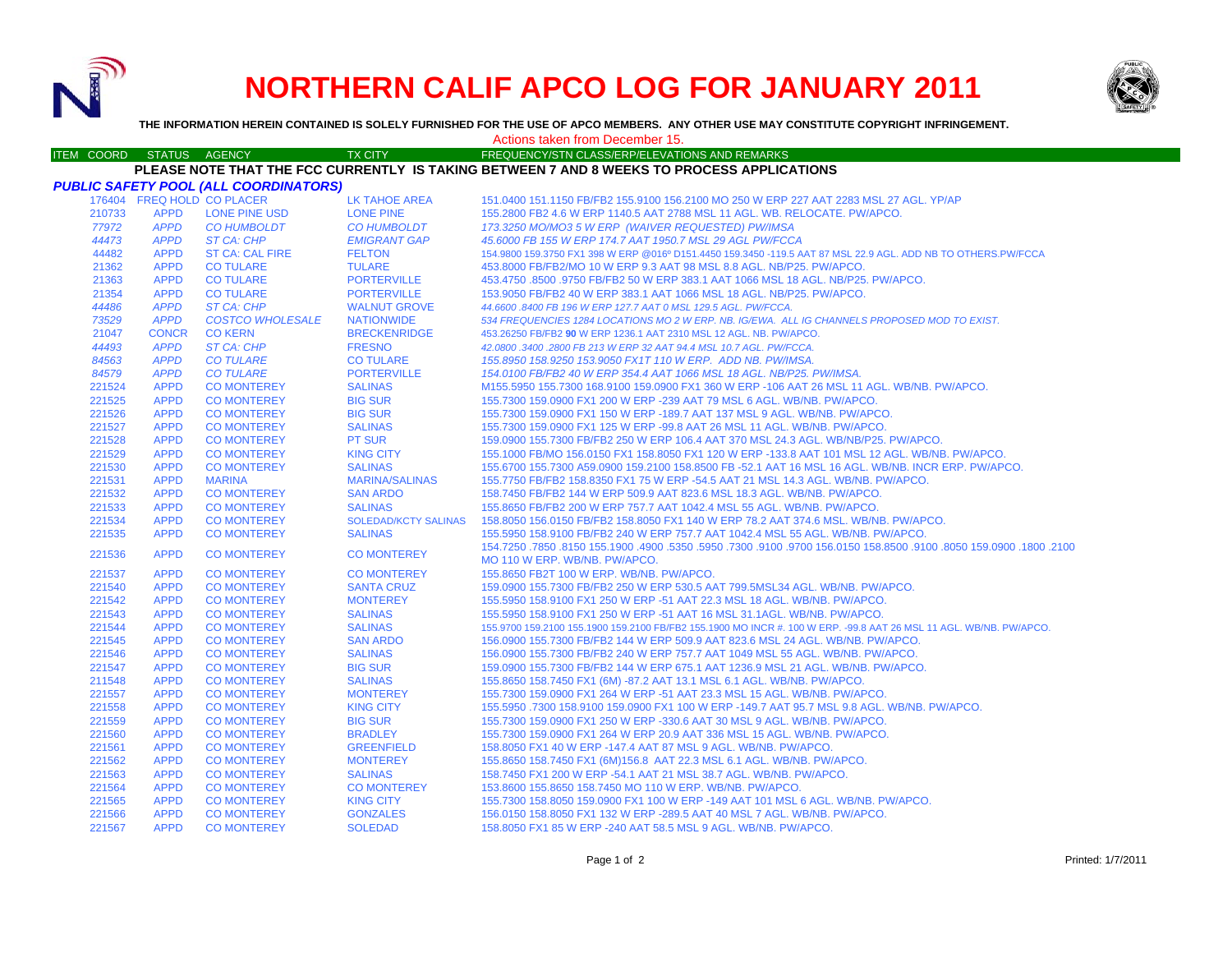# NORTHERN CALIF APCO LOG FOR JANUARY 2011

**THE INFORMATION HEREIN CONTAINED IS SOLELY FURNISHED FOR THE USE OF APCO MEMBERS. ANY OTHER USE MAY CONSTITUTE COPYRIGHT INFRINGEMENT.**

Actions taken from December 15.

| ITEM COORD | STATUS | AGENCY | TX CITY | FREQUENCY/STN CLASS/ERP/ELEVATIONS AND REMARKS |
|---|---|---|---|---|

**PLEASE NOTE THAT THE FCC CURRENTLY IS TAKING BETWEEN 7 AND 8 WEEKS TO PROCESS APPLICATIONS**

***PUBLIC SAFETY POOL (ALL COORDINATORS)***

| ITEM COORD | STATUS | AGENCY | TX CITY | FREQUENCY/STN CLASS/ERP/ELEVATIONS AND REMARKS |
|---|---|---|---|---|
| 176404 | FREQ HOLD | CO PLACER | LK TAHOE AREA | 151.0400 151.1150 FB/FB2 155.9100 156.2100 MO 250 W ERP 227 AAT 2283 MSL 27 AGL. YP/AP |
| 210733 | APPD | LONE PINE USD | LONE PINE | 155.2800 FB2 4.6 W ERP 1140.5 AAT 2788 MSL 11 AGL. WB. RELOCATE. PW/APCO. |
| *77972* | *APPD* | *CO HUMBOLDT* | *CO HUMBOLDT* | *173.3250 MO/MO3 5 W ERP (WAIVER REQUESTED) PW/IMSA* |
| *44473* | *APPD* | *ST CA: CHP* | *EMIGRANT GAP* | *45.6000 FB 155 W ERP 174.7 AAT 1950.7 MSL 29 AGL PW/FCCA* |
| 44482 | APPD | ST CA: CAL FIRE | FELTON | 154.9800 159.3750 FX1 398 W ERP @016º D151.4450 159.3450 -119.5 AAT 87 MSL 22.9 AGL. ADD NB TO OTHERS.PW/FCCA |
| 21362 | APPD | CO TULARE | TULARE | 453.8000 FB/FB2/MO 10 W ERP 9.3 AAT 98 MSL 8.8 AGL. NB/P25. PW/APCO. |
| 21363 | APPD | CO TULARE | PORTERVILLE | 453.4750 .8500 .9750 FB/FB2 50 W ERP 383.1 AAT 1066 MSL 18 AGL. NB/P25. PW/APCO. |
| 21354 | APPD | CO TULARE | PORTERVILLE | 153.9050 FB/FB2 40 W ERP 383.1 AAT 1066 MSL 18 AGL. NB/P25. PW/APCO. |
| *44486* | *APPD* | *ST CA: CHP* | *WALNUT GROVE* | *44.6600 .8400 FB 196 W ERP 127.7 AAT 0 MSL 129.5 AGL. PW/FCCA.* |
| *73529* | *APPD* | *COSTCO WHOLESALE* | *NATIONWIDE* | *534 FREQUENCIES 1284 LOCATIONS MO 2 W ERP. NB. IG/EWA. ALL IG CHANNELS PROPOSED MOD TO EXIST.* |
| 21047 | CONCR | CO KERN | BRECKENRIDGE | 453.26250 FB/FB2 **90** W ERP 1236.1 AAT 2310 MSL 12 AGL. NB. PW/APCO. |
| *44493* | *APPD* | *ST CA: CHP* | *FRESNO* | *42.0800 .3400 .2800 FB 213 W ERP 32 AAT 94.4 MSL 10.7 AGL. PW/FCCA.* |
| *84563* | *APPD* | *CO TULARE* | *CO TULARE* | *155.8950 158.9250 153.9050 FX1T 110 W ERP. ADD NB. PW/IMSA.* |
| *84579* | *APPD* | *CO TULARE* | *PORTERVILLE* | *154.0100 FB/FB2 40 W ERP 354.4 AAT 1066 MSL 18 AGL. NB/P25. PW/IMSA.* |
| 221524 | APPD | CO MONTEREY | SALINAS | M155.5950 155.7300 168.9100 159.0900 FX1 360 W ERP -106 AAT 26 MSL 11 AGL. WB/NB. PW/APCO. |
| 221525 | APPD | CO MONTEREY | BIG SUR | 155.7300 159.0900 FX1 200 W ERP -239 AAT 79 MSL 6 AGL. WB/NB. PW/APCO. |
| 221526 | APPD | CO MONTEREY | BIG SUR | 155.7300 159.0900 FX1 150 W ERP -189.7 AAT 137 MSL 9 AGL. WB/NB. PW/APCO. |
| 221527 | APPD | CO MONTEREY | SALINAS | 155.7300 159.0900 FX1 125 W ERP -99.8 AAT 26 MSL 11 AGL. WB/NB. PW/APCO. |
| 221528 | APPD | CO MONTEREY | PT SUR | 159.0900 155.7300 FB/FB2 250 W ERP 106.4 AAT 370 MSL 24.3 AGL. WB/NB/P25. PW/APCO. |
| 221529 | APPD | CO MONTEREY | KING CITY | 155.1000 FB/MO 156.0150 FX1 158.8050 FX1 120 W ERP -133.8 AAT 101 MSL 12 AGL. WB/NB. PW/APCO. |
| 221530 | APPD | CO MONTEREY | SALINAS | 155.6700 155.7300 A59.0900 159.2100 158.8500 FB -52.1 AAT 16 MSL 16 AGL. WB/NB. INCR ERP. PW/APCO. |
| 221531 | APPD | MARINA | MARINA/SALINAS | 155.7750 FB/FB2 158.8350 FX1 75 W ERP -54.5 AAT 21 MSL 14.3 AGL. WB/NB. PW/APCO. |
| 221532 | APPD | CO MONTEREY | SAN ARDO | 158.7450 FB/FB2 144 W ERP 509.9 AAT 823.6 MSL 18.3 AGL. WB/NB. PW/APCO. |
| 221533 | APPD | CO MONTEREY | SALINAS | 155.8650 FB/FB2 200 W ERP 757.7 AAT 1042.4 MSL 55 AGL. WB/NB. PW/APCO. |
| 221534 | APPD | CO MONTEREY | SOLEDAD/KCTY SALINAS | 158.8050 156.0150 FB/FB2 158.8050 FX1 140 W ERP 78.2 AAT 374.6 MSL. WB/NB. PW/APCO. |
| 221535 | APPD | CO MONTEREY | SALINAS | 155.5950 158.9100 FB/FB2 240 W ERP 757.7 AAT 1042.4 MSL 55 AGL. WB/NB. PW/APCO. |
| 221536 | APPD | CO MONTEREY | CO MONTEREY | 154.7250 .7850 .8150 155.1900 .4900 .5350 .5950 .7300 .9100 .9700 156.0150 158.8500 .9100 .8050 159.0900 .1800 .2100 MO 110 W ERP. WB/NB. PW/APCO. |
| 221537 | APPD | CO MONTEREY | CO MONTEREY | 155.8650 FB2T 100 W ERP. WB/NB. PW/APCO. |
| 221540 | APPD | CO MONTEREY | SANTA CRUZ | 159.0900 155.7300 FB/FB2 250 W ERP 530.5 AAT 799.5MSL34 AGL. WB/NB. PW/APCO. |
| 221542 | APPD | CO MONTEREY | MONTEREY | 155.5950 158.9100 FX1 250 W ERP -51 AAT 22.3 MSL 18 AGL. WB/NB. PW/APCO. |
| 221543 | APPD | CO MONTEREY | SALINAS | 155.5950 158.9100 FX1 250 W ERP -51 AAT 16 MSL 31.1AGL. WB/NB. PW/APCO. |
| 221544 | APPD | CO MONTEREY | SALINAS | 155.9700 159.2100 155.1900 159.2100 FB/FB2 155.1900 MO INCR #. 100 W ERP. -99.8 AAT 26 MSL 11 AGL. WB/NB. PW/APCO. |
| 221545 | APPD | CO MONTEREY | SAN ARDO | 156.0900 155.7300 FB/FB2 144 W ERP 509.9 AAT 823.6 MSL 24 AGL. WB/NB. PW/APCO. |
| 221546 | APPD | CO MONTEREY | SALINAS | 156.0900 155.7300 FB/FB2 240 W ERP 757.7 AAT 1049 MSL 55 AGL. WB/NB. PW/APCO. |
| 221547 | APPD | CO MONTEREY | BIG SUR | 159.0900 155.7300 FB/FB2 144 W ERP 675.1 AAT 1236.9 MSL 21 AGL. WB/NB. PW/APCO. |
| 211548 | APPD | CO MONTEREY | SALINAS | 155.8650 158.7450 FX1 (6M) -87.2 AAT 13.1 MSL 6.1 AGL. WB/NB. PW/APCO. |
| 221557 | APPD | CO MONTEREY | MONTEREY | 155.7300 159.0900 FX1 264 W ERP -51 AAT 23.3 MSL 15 AGL. WB/NB. PW/APCO. |
| 221558 | APPD | CO MONTEREY | KING CITY | 155.5950 .7300 158.9100 159.0900 FX1 100 W ERP -149.7 AAT 95.7 MSL 9.8 AGL. WB/NB. PW/APCO. |
| 221559 | APPD | CO MONTEREY | BIG SUR | 155.7300 159.0900 FX1 250 W ERP -330.6 AAT 30 MSL 9 AGL. WB/NB. PW/APCO. |
| 221560 | APPD | CO MONTEREY | BRADLEY | 155.7300 159.0900 FX1 264 W ERP 20.9 AAT 336 MSL 15 AGL. WB/NB. PW/APCO. |
| 221561 | APPD | CO MONTEREY | GREENFIELD | 158.8050 FX1 40 W ERP -147.4 AAT 87 MSL 9 AGL. WB/NB. PW/APCO. |
| 221562 | APPD | CO MONTEREY | MONTEREY | 155.8650 158.7450 FX1 (6M)156.8 AAT 22.3 MSL 6.1 AGL. WB/NB. PW/APCO. |
| 221563 | APPD | CO MONTEREY | SALINAS | 158.7450 FX1 200 W ERP -54.1 AAT 21 MSL 38.7 AGL. WB/NB. PW/APCO. |
| 221564 | APPD | CO MONTEREY | CO MONTEREY | 153.8600 155.8650 158.7450 MO 110 W ERP. WB/NB. PW/APCO. |
| 221565 | APPD | CO MONTEREY | KING CITY | 155.7300 158.8050 159.0900 FX1 100 W ERP -149 AAT 101 MSL 6 AGL. WB/NB. PW/APCO. |
| 221566 | APPD | CO MONTEREY | GONZALES | 156.0150 158.8050 FX1 132 W ERP -289.5 AAT 40 MSL 7 AGL. WB/NB. PW/APCO. |
| 221567 | APPD | CO MONTEREY | SOLEDAD | 158.8050 FX1 85 W ERP -240 AAT 58.5 MSL 9 AGL. WB/NB. PW/APCO. |

Printed: 1/7/2011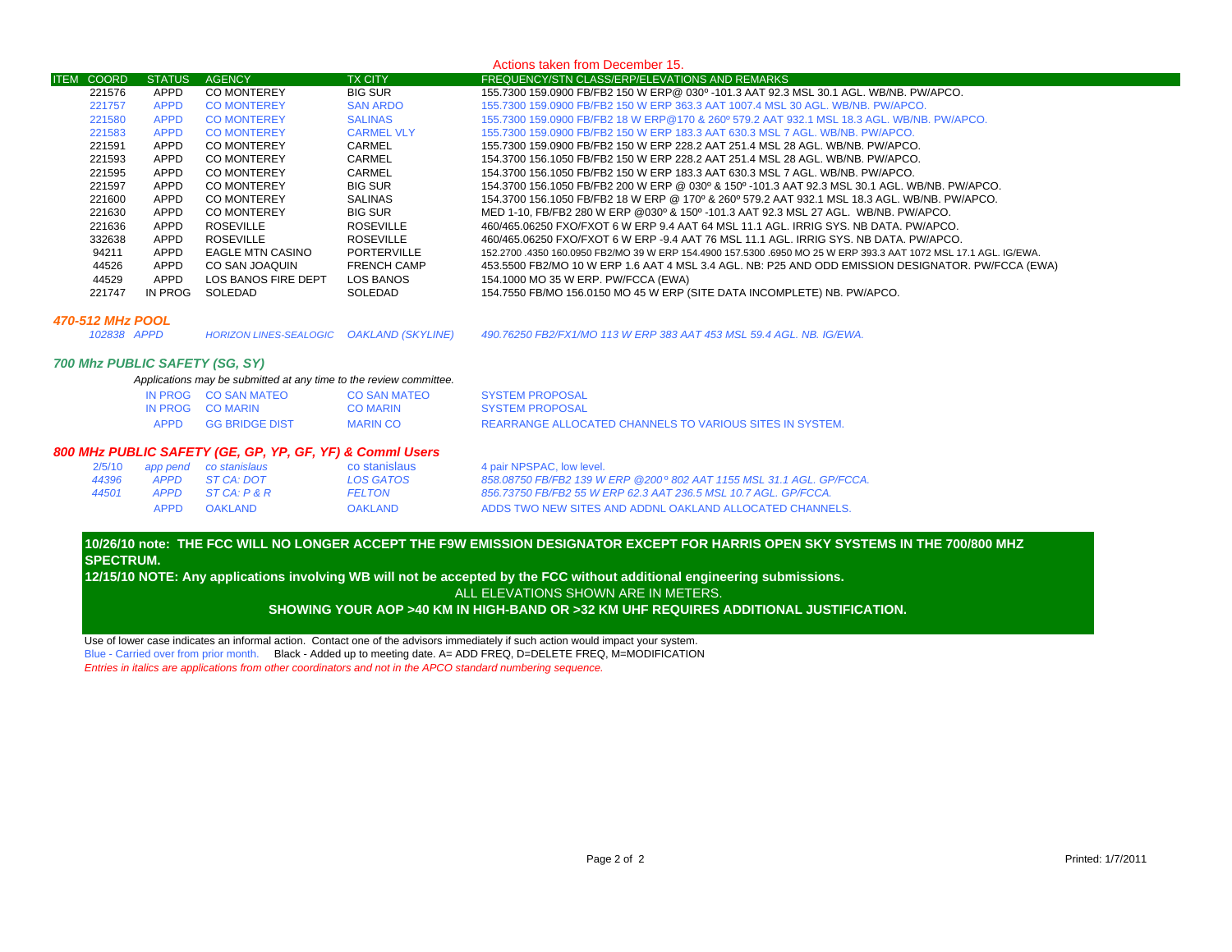Actions taken from December 15.

| ITEM | COORD | STATUS | AGENCY | TX CITY | FREQUENCY/STN CLASS/ERP/ELEVATIONS AND REMARKS |
|---|---|---|---|---|---|
| | 221576 | APPD | CO MONTEREY | BIG SUR | 155.7300 159.0900 FB/FB2 150 W ERP@ 030º -101.3 AAT 92.3 MSL 30.1 AGL. WB/NB. PW/APCO. |
| | 221757 | APPD | CO MONTEREY | SAN ARDO | 155.7300 159.0900 FB/FB2 150 W ERP 363.3 AAT 1007.4 MSL 30 AGL. WB/NB. PW/APCO. |
| | 221580 | APPD | CO MONTEREY | SALINAS | 155.7300 159.0900 FB/FB2 18 W ERP@170 & 260º 579.2 AAT 932.1 MSL 18.3 AGL. WB/NB. PW/APCO. |
| | 221583 | APPD | CO MONTEREY | CARMEL VLY | 155.7300 159.0900 FB/FB2 150 W ERP 183.3 AAT 630.3 MSL 7 AGL. WB/NB. PW/APCO. |
| | 221591 | APPD | CO MONTEREY | CARMEL | 155.7300 159.0900 FB/FB2 150 W ERP 228.2 AAT 251.4 MSL 28 AGL. WB/NB. PW/APCO. |
| | 221593 | APPD | CO MONTEREY | CARMEL | 154.3700 156.1050 FB/FB2 150 W ERP 228.2 AAT 251.4 MSL 28 AGL. WB/NB. PW/APCO. |
| | 221595 | APPD | CO MONTEREY | CARMEL | 154.3700 156.1050 FB/FB2 150 W ERP 183.3 AAT 630.3 MSL 7 AGL. WB/NB. PW/APCO. |
| | 221597 | APPD | CO MONTEREY | BIG SUR | 154.3700 156.1050 FB/FB2 200 W ERP @ 030º & 150º -101.3 AAT 92.3 MSL 30.1 AGL. WB/NB. PW/APCO. |
| | 221600 | APPD | CO MONTEREY | SALINAS | 154.3700 156.1050 FB/FB2 18 W ERP @ 170º & 260º 579.2 AAT 932.1 MSL 18.3 AGL. WB/NB. PW/APCO. |
| | 221630 | APPD | CO MONTEREY | BIG SUR | MED 1-10, FB/FB2 280 W ERP @030º & 150º -101.3 AAT 92.3 MSL 27 AGL. WB/NB. PW/APCO. |
| | 221636 | APPD | ROSEVILLE | ROSEVILLE | 460/465.06250 FXO/FXOT 6 W ERP 9.4 AAT 64 MSL 11.1 AGL. IRRIG SYS. NB DATA. PW/APCO. |
| | 332638 | APPD | ROSEVILLE | ROSEVILLE | 460/465.06250 FXO/FXOT 6 W ERP -9.4 AAT 76 MSL 11.1 AGL. IRRIG SYS. NB DATA. PW/APCO. |
| | 94211 | APPD | EAGLE MTN CASINO | PORTERVILLE | 152.2700 .4350 160.0950 FB2/MO 39 W ERP 154.4900 157.5300 .6950 MO 25 W ERP 393.3 AAT 1072 MSL 17.1 AGL. IG/EWA. |
| | 44526 | APPD | CO SAN JOAQUIN | FRENCH CAMP | 453.5500 FB2/MO 10 W ERP 1.6 AAT 4 MSL 3.4 AGL. NB: P25 AND ODD EMISSION DESIGNATOR. PW/FCCA (EWA) |
| | 44529 | APPD | LOS BANOS FIRE DEPT | LOS BANOS | 154.1000 MO 35 W ERP. PW/FCCA (EWA) |
| | 221747 | IN PROG | SOLEDAD | SOLEDAD | 154.7550 FB/MO 156.0150 MO 45 W ERP (SITE DATA INCOMPLETE) NB. PW/APCO. |

### *470-512 MHz POOL*

| | | | | | |
|---|---|---|---|---|---|
| | *102838* | *APPD* | *HORIZON LINES-SEALOGIC* | *OAKLAND (SKYLINE)* | *490.76250 FB2/FX1/MO 113 W ERP 383 AAT 453 MSL 59.4 AGL. NB. IG/EWA.* |

### *700 Mhz PUBLIC SAFETY (SG, SY)*

*Applications may be submitted at any time to the review committee.*

| | | | | | |
|---|---|---|---|---|---|
| | | IN PROG | CO SAN MATEO | CO SAN MATEO | SYSTEM PROPOSAL |
| | | IN PROG | CO MARIN | CO MARIN | SYSTEM PROPOSAL |
| | | APPD | GG BRIDGE DIST | MARIN CO | REARRANGE ALLOCATED CHANNELS TO VARIOUS SITES IN SYSTEM. |

### *800 MHz PUBLIC SAFETY (GE, GP, YP, GF, YF) & Comml Users*

| | | | | | |
|---|---|---|---|---|---|
| | *2/5/10* | *app pend* | *co stanislaus* | co stanislaus | 4 pair NPSPAC, low level. |
| | *44396* | *APPD* | *ST CA: DOT* | *LOS GATOS* | *858.08750 FB/FB2 139 W ERP @200º 802 AAT 1155 MSL 31.1 AGL. GP/FCCA.* |
| | *44501* | *APPD* | *ST CA: P & R* | *FELTON* | *856.73750 FB/FB2 55 W ERP 62.3 AAT 236.5 MSL 10.7 AGL. GP/FCCA.* |
| | | APPD | OAKLAND | OAKLAND | ADDS TWO NEW SITES AND ADDNL OAKLAND ALLOCATED CHANNELS. |

**10/26/10 note: THE FCC WILL NO LONGER ACCEPT THE F9W EMISSION DESIGNATOR EXCEPT FOR HARRIS OPEN SKY SYSTEMS IN THE 700/800 MHZ SPECTRUM.**

**12/15/10 NOTE: Any applications involving WB will not be accepted by the FCC without additional engineering submissions.**

ALL ELEVATIONS SHOWN ARE IN METERS.

**SHOWING YOUR AOP >40 KM IN HIGH-BAND OR >32 KM UHF REQUIRES ADDITIONAL JUSTIFICATION.**

Use of lower case indicates an informal action. Contact one of the advisors immediately if such action would impact your system.

Blue - Carried over from prior month. Black - Added up to meeting date. A= ADD FREQ, D=DELETE FREQ, M=MODIFICATION

*Entries in italics are applications from other coordinators and not in the APCO standard numbering sequence.*

Printed: 1/7/2011